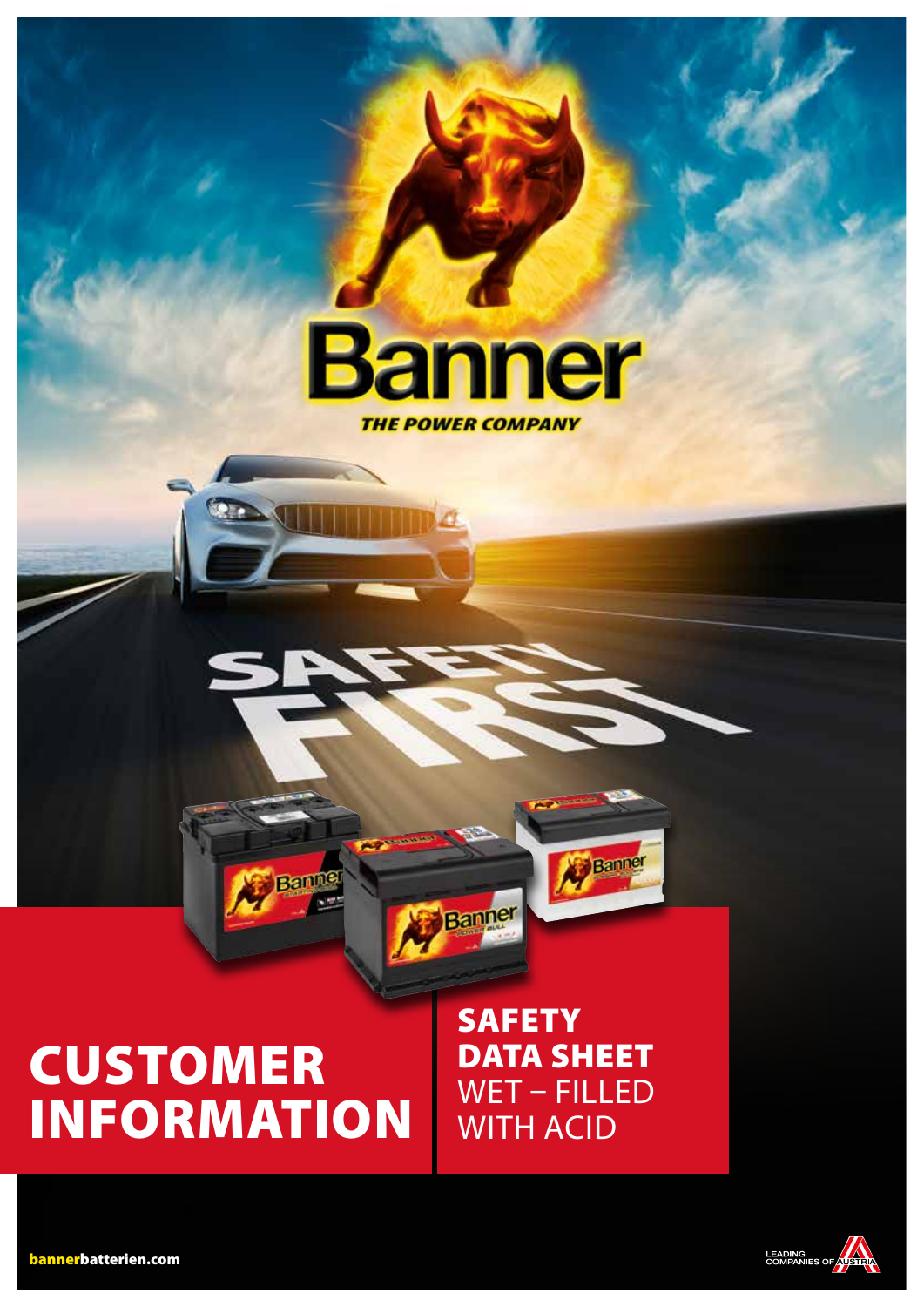# Banner

THE POWER COMPANY

SAFETY FIRST

# CUSTOMER INFORMATION

## SAFETY DATA SHEET

WET – FILLED WITH ACID

bannerbatterien.com

LEADING COMPANIES OF AUSTRIA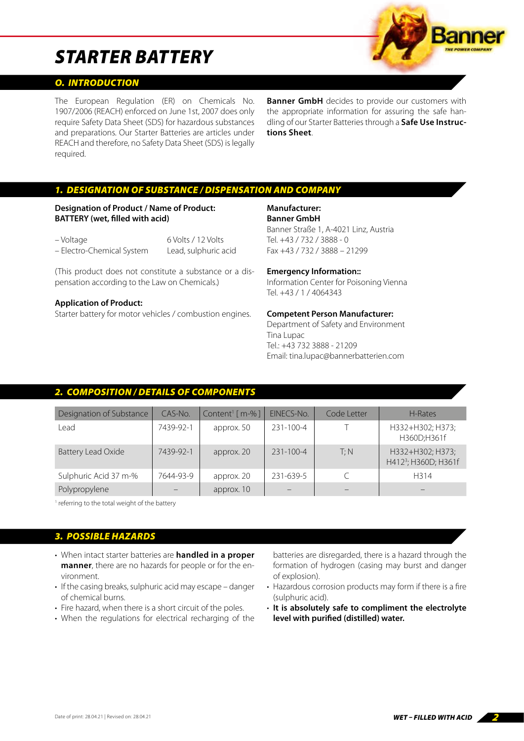# STARTER BATTERY

## 0. INTRODUCTION

The European Regulation (ER) on Chemicals No. 1907/2006 (REACH) enforced on June 1st, 2007 does only require Safety Data Sheet (SDS) for hazardous substances and preparations. Our Starter Batteries are articles under REACH and therefore, no Safety Data Sheet (SDS) is legally required.

**Banner GmbH** decides to provide our customers with the appropriate information for assuring the safe handling of our Starter Batteries through a **Safe Use Instructions Sheet**.

## 1. DESIGNATION OF SUBSTANCE / DISPENSATION AND COMPANY

**Designation of Product / Name of Product:**
**BATTERY (wet, filled with acid)**

– Voltage 6 Volts / 12 Volts
– Electro-Chemical System Lead, sulphuric acid

(This product does not constitute a substance or a dispensation according to the Law on Chemicals.)

**Application of Product:**
Starter battery for motor vehicles / combustion engines.

**Manufacturer:**
**Banner GmbH**
Banner Straße 1, A-4021 Linz, Austria
Tel. +43 / 732 / 3888 - 0
Fax +43 / 732 / 3888 – 21299

**Emergency Information::**
Information Center for Poisoning Vienna
Tel. +43 / 1 / 4064343

**Competent Person Manufacturer:**
Department of Safety and Environment
Tina Lupac
Tel.: +43 732 3888 - 21209
Email: tina.lupac@bannerbatterien.com

## 2. COMPOSITION / DETAILS OF COMPONENTS

| Designation of Substance | CAS-No. | Content[1] [ m-% ] | EINECS-No. | Code Letter | H-Rates |
|---|---|---|---|---|---|
| Lead | 7439-92-1 | approx. 50 | 231-100-4 | T | H332+H302; H373; H360D;H361f |
| Battery Lead Oxide | 7439-92-1 | approx. 20 | 231-100-4 | T; N | H332+H302; H373; H412[3]; H360D; H361f |
| Sulphuric Acid 37 m-% | 7644-93-9 | approx. 20 | 231-639-5 | C | H314 |
| Polypropylene | – | approx. 10 | – | – | – |

[1] referring to the total weight of the battery

## 3. POSSIBLE HAZARDS

- When intact starter batteries are **handled in a proper manner**, there are no hazards for people or for the environment.
- If the casing breaks, sulphuric acid may escape – danger of chemical burns.
- Fire hazard, when there is a short circuit of the poles.
- When the regulations for electrical recharging of the batteries are disregarded, there is a hazard through the formation of hydrogen (casing may burst and danger of explosion).
- Hazardous corrosion products may form if there is a fire (sulphuric acid).
- **It is absolutely safe to compliment the electrolyte level with purified (distilled) water.**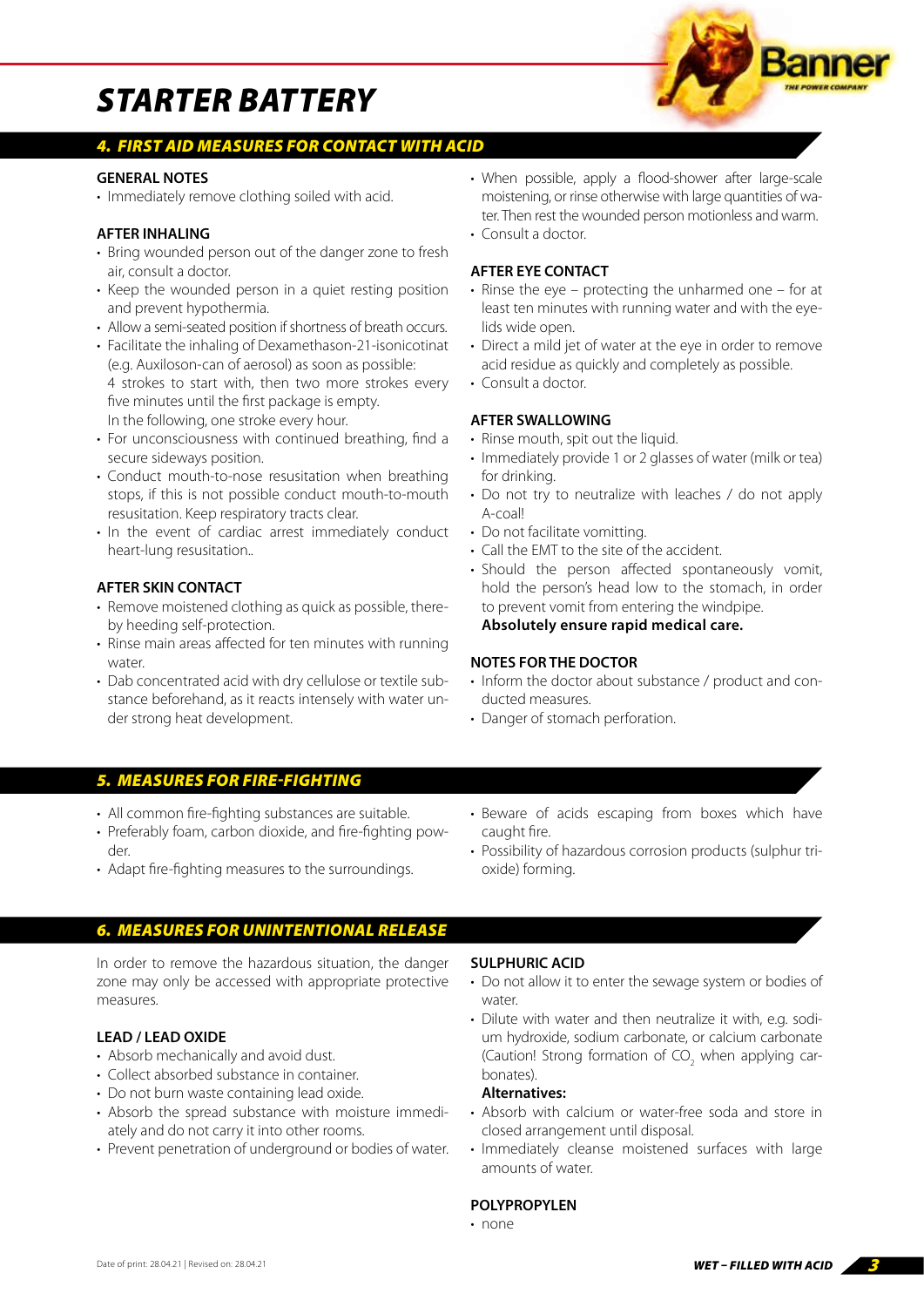# STARTER BATTERY

## 4. FIRST AID MEASURES FOR CONTACT WITH ACID

### GENERAL NOTES

- Immediately remove clothing soiled with acid.

### AFTER INHALING

- Bring wounded person out of the danger zone to fresh air, consult a doctor.
- Keep the wounded person in a quiet resting position and prevent hypothermia.
- Allow a semi-seated position if shortness of breath occurs.
- Facilitate the inhaling of Dexamethason-21-isonicotinat (e.g. Auxiloson-can of aerosol) as soon as possible: 4 strokes to start with, then two more strokes every five minutes until the first package is empty. In the following, one stroke every hour.
- For unconsciousness with continued breathing, find a secure sideways position.
- Conduct mouth-to-nose resusitation when breathing stops, if this is not possible conduct mouth-to-mouth resusitation. Keep respiratory tracts clear.
- In the event of cardiac arrest immediately conduct heart-lung resusitation..

### AFTER SKIN CONTACT

- Remove moistened clothing as quick as possible, thereby heeding self-protection.
- Rinse main areas affected for ten minutes with running water.
- Dab concentrated acid with dry cellulose or textile substance beforehand, as it reacts intensely with water under strong heat development.
- When possible, apply a flood-shower after large-scale moistening, or rinse otherwise with large quantities of water. Then rest the wounded person motionless and warm.
- Consult a doctor.

### AFTER EYE CONTACT

- Rinse the eye – protecting the unharmed one – for at least ten minutes with running water and with the eyelids wide open.
- Direct a mild jet of water at the eye in order to remove acid residue as quickly and completely as possible.
- Consult a doctor.

### AFTER SWALLOWING

- Rinse mouth, spit out the liquid.
- Immediately provide 1 or 2 glasses of water (milk or tea) for drinking.
- Do not try to neutralize with leaches / do not apply A-coal!
- Do not facilitate vomitting.
- Call the EMT to the site of the accident.
- Should the person affected spontaneously vomit, hold the person's head low to the stomach, in order to prevent vomit from entering the windpipe.

**Absolutely ensure rapid medical care.**

### NOTES FOR THE DOCTOR

- Inform the doctor about substance / product and conducted measures.
- Danger of stomach perforation.

## 5. MEASURES FOR FIRE-FIGHTING

- All common fire-fighting substances are suitable.
- Preferably foam, carbon dioxide, and fire-fighting powder.
- Adapt fire-fighting measures to the surroundings.
- Beware of acids escaping from boxes which have caught fire.
- Possibility of hazardous corrosion products (sulphur trioxide) forming.

## 6. MEASURES FOR UNINTENTIONAL RELEASE

In order to remove the hazardous situation, the danger zone may only be accessed with appropriate protective measures.

### LEAD / LEAD OXIDE

- Absorb mechanically and avoid dust.
- Collect absorbed substance in container.
- Do not burn waste containing lead oxide.
- Absorb the spread substance with moisture immediately and do not carry it into other rooms.
- Prevent penetration of underground or bodies of water.

### SULPHURIC ACID

- Do not allow it to enter the sewage system or bodies of water.
- Dilute with water and then neutralize it with, e.g. sodium hydroxide, sodium carbonate, or calcium carbonate (Caution! Strong formation of $CO_2$ when applying carbonates).

**Alternatives:**

- Absorb with calcium or water-free soda and store in closed arrangement until disposal.
- Immediately cleanse moistened surfaces with large amounts of water.

### POLYPROPYLEN

- none

Date of print: 28.04.21 | Revised on: 28.04.21

WET – FILLED WITH ACID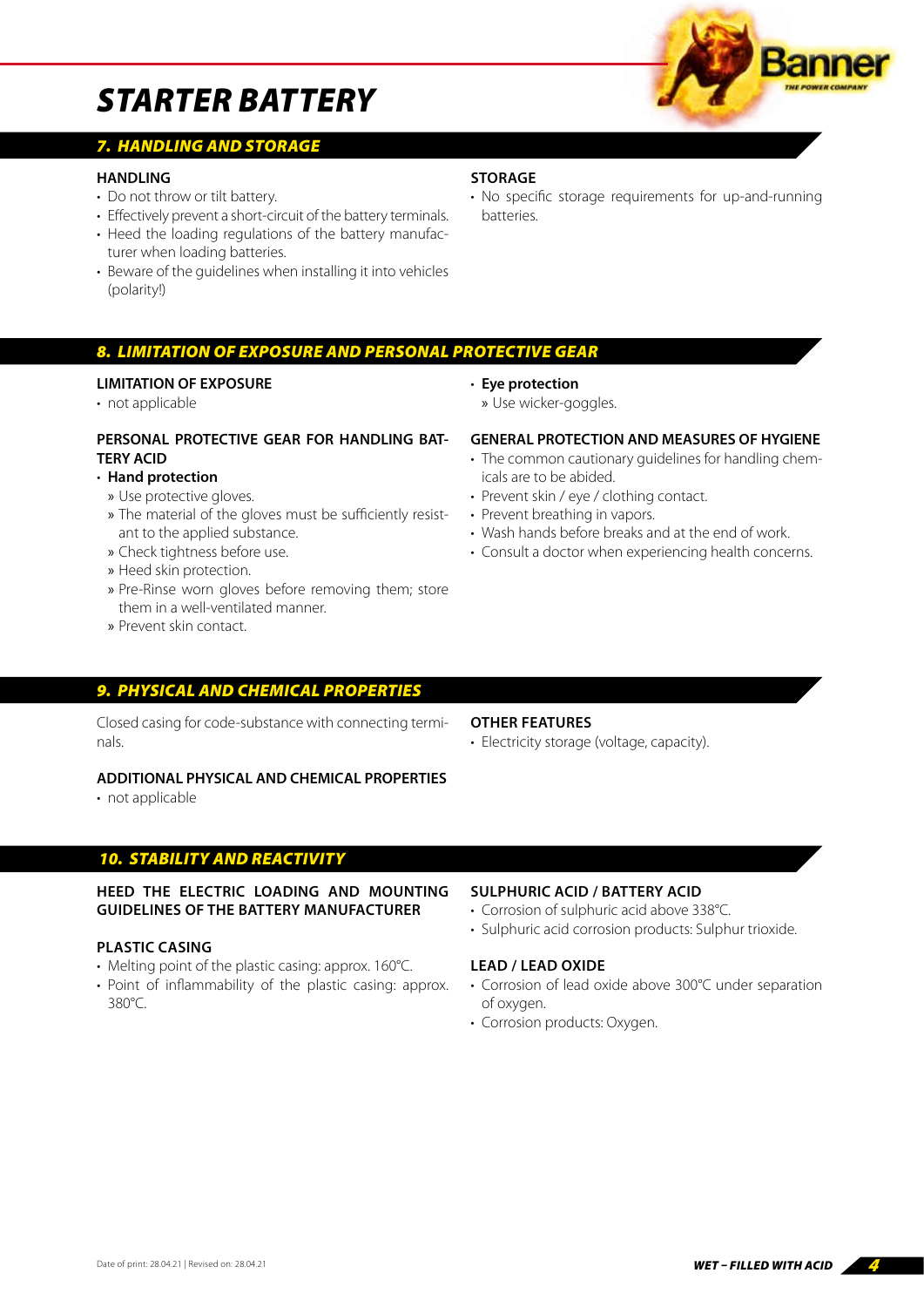# STARTER BATTERY

## 7. HANDLING AND STORAGE

### HANDLING

- Do not throw or tilt battery.
- Effectively prevent a short-circuit of the battery terminals.
- Heed the loading regulations of the battery manufacturer when loading batteries.
- Beware of the guidelines when installing it into vehicles (polarity!)

### STORAGE

- No specific storage requirements for up-and-running batteries.

## 8. LIMITATION OF EXPOSURE AND PERSONAL PROTECTIVE GEAR

### LIMITATION OF EXPOSURE

- not applicable

### PERSONAL PROTECTIVE GEAR FOR HANDLING BATTERY ACID

- **Hand protection**
  - » Use protective gloves.
  - » The material of the gloves must be sufficiently resistant to the applied substance.
  - » Check tightness before use.
  - » Heed skin protection.
  - » Pre-Rinse worn gloves before removing them; store them in a well-ventilated manner.
  - » Prevent skin contact.
- **Eye protection**
  - » Use wicker-goggles.

### GENERAL PROTECTION AND MEASURES OF HYGIENE

- The common cautionary guidelines for handling chemicals are to be abided.
- Prevent skin / eye / clothing contact.
- Prevent breathing in vapors.
- Wash hands before breaks and at the end of work.
- Consult a doctor when experiencing health concerns.

## 9. PHYSICAL AND CHEMICAL PROPERTIES

Closed casing for code-substance with connecting terminals.

### ADDITIONAL PHYSICAL AND CHEMICAL PROPERTIES

- not applicable

### OTHER FEATURES

- Electricity storage (voltage, capacity).

## 10. STABILITY AND REACTIVITY

### HEED THE ELECTRIC LOADING AND MOUNTING GUIDELINES OF THE BATTERY MANUFACTURER

### PLASTIC CASING

- Melting point of the plastic casing: approx. 160°C.
- Point of inflammability of the plastic casing: approx. 380°C.

### SULPHURIC ACID / BATTERY ACID

- Corrosion of sulphuric acid above 338°C.
- Sulphuric acid corrosion products: Sulphur trioxide.

### LEAD / LEAD OXIDE

- Corrosion of lead oxide above 300°C under separation of oxygen.
- Corrosion products: Oxygen.

Date of print: 28.04.21 | Revised on: 28.04.21

WET – FILLED WITH ACID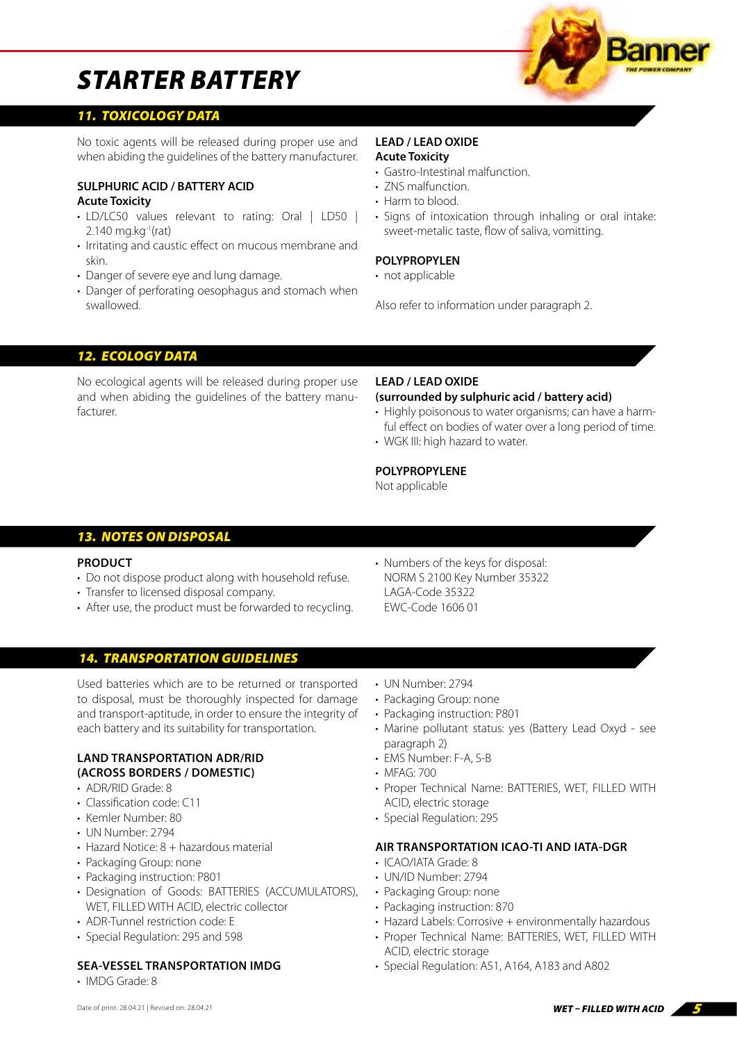# STARTER BATTERY

## 11. TOXICOLOGY DATA

No toxic agents will be released during proper use and when abiding the guidelines of the battery manufacturer.

**SULPHURIC ACID / BATTERY ACID**
**Acute Toxicity**

- LD/LC50 values relevant to rating: Oral | LD50 | 2.140 mg.kg$^{-1}$(rat)
- Irritating and caustic effect on mucous membrane and skin.
- Danger of severe eye and lung damage.
- Danger of perforating oesophagus and stomach when swallowed.

**LEAD / LEAD OXIDE**
**Acute Toxicity**

- Gastro-Intestinal malfunction.
- ZNS malfunction.
- Harm to blood.
- Signs of intoxication through inhaling or oral intake: sweet-metalic taste, flow of saliva, vomitting.

**POLYPROPYLEN**

- not applicable

Also refer to information under paragraph 2.

## 12. ECOLOGY DATA

No ecological agents will be released during proper use and when abiding the guidelines of the battery manufacturer.

**LEAD / LEAD OXIDE**
**(surrounded by sulphuric acid / battery acid)**

- Highly poisonous to water organisms; can have a harmful effect on bodies of water over a long period of time.
- WGK III: high hazard to water.

**POLYPROPYLENE**

Not applicable

## 13. NOTES ON DISPOSAL

**PRODUCT**

- Do not dispose product along with household refuse.
- Transfer to licensed disposal company.
- After use, the product must be forwarded to recycling.
- Numbers of the keys for disposal:
  NORM S 2100 Key Number 35322
  LAGA-Code 35322
  EWC-Code 1606 01

## 14. TRANSPORTATION GUIDELINES

Used batteries which are to be returned or transported to disposal, must be thoroughly inspected for damage and transport-aptitude, in order to ensure the integrity of each battery and its suitability for transportation.

**LAND TRANSPORTATION ADR/RID (ACROSS BORDERS / DOMESTIC)**

- ADR/RID Grade: 8
- Classification code: C11
- Kemler Number: 80
- UN Number: 2794
- Hazard Notice: 8 + hazardous material
- Packaging Group: none
- Packaging instruction: P801
- Designation of Goods: BATTERIES (ACCUMULATORS), WET, FILLED WITH ACID, electric collector
- ADR-Tunnel restriction code: E
- Special Regulation: 295 and 598

**SEA-VESSEL TRANSPORTATION IMDG**

- IMDG Grade: 8
- UN Number: 2794
- Packaging Group: none
- Packaging instruction: P801
- Marine pollutant status: yes (Battery Lead Oxyd - see paragraph 2)
- EMS Number: F-A, S-B
- MFAG: 700
- Proper Technical Name: BATTERIES, WET, FILLED WITH ACID, electric storage
- Special Regulation: 295

**AIR TRANSPORTATION ICAO-TI AND IATA-DGR**

- ICAO/IATA Grade: 8
- UN/ID Number: 2794
- Packaging Group: none
- Packaging instruction: 870
- Hazard Labels: Corrosive + environmentally hazardous
- Proper Technical Name: BATTERIES, WET, FILLED WITH ACID, electric storage
- Special Regulation: A51, A164, A183 and A802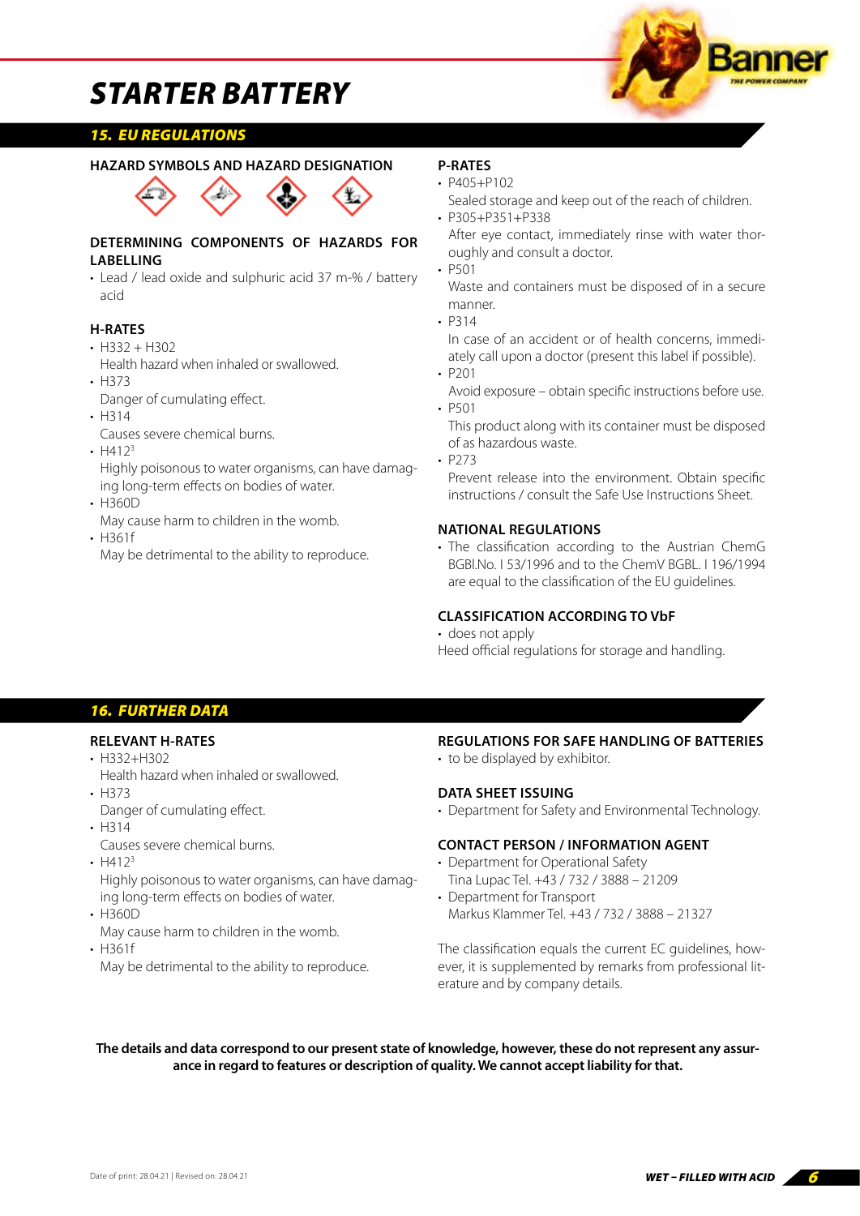# STARTER BATTERY

## 15. EU REGULATIONS

### HAZARD SYMBOLS AND HAZARD DESIGNATION

### DETERMINING COMPONENTS OF HAZARDS FOR LABELLING

- Lead / lead oxide and sulphuric acid 37 m-% / battery acid

### H-RATES

- H332 + H302
  Health hazard when inhaled or swallowed.
- H373
  Danger of cumulating effect.
- H314
  Causes severe chemical burns.
- H412[3]
  Highly poisonous to water organisms, can have damaging long-term effects on bodies of water.
- H360D
  May cause harm to children in the womb.
- H361f
  May be detrimental to the ability to reproduce.

### P-RATES

- P405+P102
  Sealed storage and keep out of the reach of children.
- P305+P351+P338
  After eye contact, immediately rinse with water thoroughly and consult a doctor.
- P501
  Waste and containers must be disposed of in a secure manner.
- P314
  In case of an accident or of health concerns, immediately call upon a doctor (present this label if possible).
- P201
  Avoid exposure – obtain specific instructions before use.
- P501
  This product along with its container must be disposed of as hazardous waste.
- P273
  Prevent release into the environment. Obtain specific instructions / consult the Safe Use Instructions Sheet.

### NATIONAL REGULATIONS

- The classification according to the Austrian ChemG BGBl.No. I 53/1996 and to the ChemV BGBL. I 196/1994 are equal to the classification of the EU guidelines.

### CLASSIFICATION ACCORDING TO VbF

- does not apply

Heed official regulations for storage and handling.

## 16. FURTHER DATA

### RELEVANT H-RATES

- H332+H302
  Health hazard when inhaled or swallowed.
- H373
  Danger of cumulating effect.
- H314
  Causes severe chemical burns.
- H412[3]
  Highly poisonous to water organisms, can have damaging long-term effects on bodies of water.
- H360D
  May cause harm to children in the womb.
- H361f
  May be detrimental to the ability to reproduce.

### REGULATIONS FOR SAFE HANDLING OF BATTERIES

- to be displayed by exhibitor.

### DATA SHEET ISSUING

- Department for Safety and Environmental Technology.

### CONTACT PERSON / INFORMATION AGENT

- Department for Operational Safety
  Tina Lupac Tel. +43 / 732 / 3888 – 21209
- Department for Transport
  Markus Klammer Tel. +43 / 732 / 3888 – 21327

The classification equals the current EC guidelines, however, it is supplemented by remarks from professional literature and by company details.

**The details and data correspond to our present state of knowledge, however, these do not represent any assurance in regard to features or description of quality. We cannot accept liability for that.**

Date of print: 28.04.21 | Revised on: 28.04.21

**WET – FILLED WITH ACID**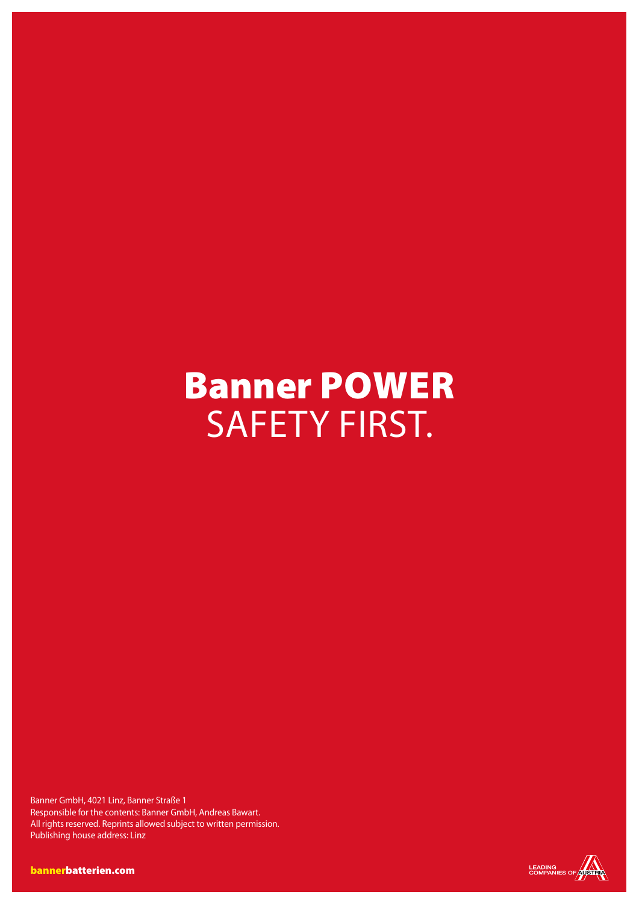# Banner POWER
SAFETY FIRST.

Banner GmbH, 4021 Linz, Banner Straße 1
Responsible for the contents: Banner GmbH, Andreas Bawart.
All rights reserved. Reprints allowed subject to written permission.
Publishing house address: Linz

bannerbatterien.com

LEADING COMPANIES OF AUSTRIA